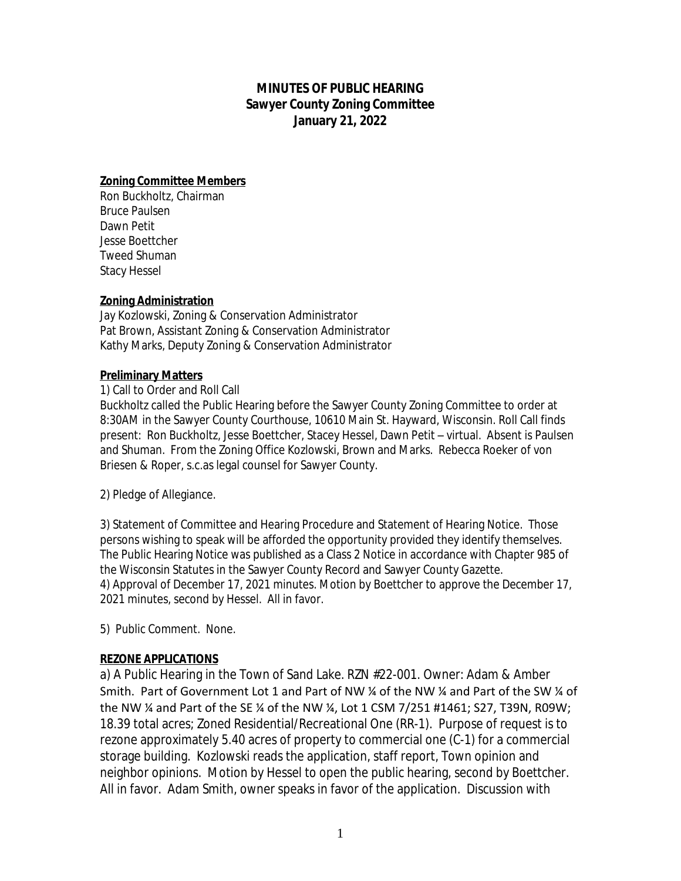# MINUTES OF PUBLIC HEARING
## Sawyer County Zoning Committee
## January 21, 2022

**Zoning Committee Members**

Ron Buckholtz, Chairman
Bruce Paulsen
Dawn Petit
Jesse Boettcher
Tweed Shuman
Stacy Hessel

**Zoning Administration**

Jay Kozlowski, Zoning & Conservation Administrator
Pat Brown, Assistant Zoning & Conservation Administrator
Kathy Marks, Deputy Zoning & Conservation Administrator

**Preliminary Matters**

1) Call to Order and Roll Call
Buckholtz called the Public Hearing before the Sawyer County Zoning Committee to order at 8:30AM in the Sawyer County Courthouse, 10610 Main St. Hayward, Wisconsin. Roll Call finds present: Ron Buckholtz, Jesse Boettcher, Stacey Hessel, Dawn Petit – virtual. Absent is Paulsen and Shuman. From the Zoning Office Kozlowski, Brown and Marks. Rebecca Roeker of von Briesen & Roper, s.c.as legal counsel for Sawyer County.

2) Pledge of Allegiance.

3) Statement of Committee and Hearing Procedure and Statement of Hearing Notice. Those persons wishing to speak will be afforded the opportunity provided they identify themselves. The Public Hearing Notice was published as a Class 2 Notice in accordance with Chapter 985 of the Wisconsin Statutes in the Sawyer County Record and Sawyer County Gazette.
4) Approval of December 17, 2021 minutes. Motion by Boettcher to approve the December 17, 2021 minutes, second by Hessel. All in favor.

5) Public Comment. None.

**REZONE APPLICATIONS**

a) A Public Hearing in the Town of Sand Lake. RZN #22-001. Owner: Adam & Amber Smith. Part of Government Lot 1 and Part of NW ¼ of the NW ¼ and Part of the SW ¼ of the NW ¼ and Part of the SE ¼ of the NW ¼, Lot 1 CSM 7/251 #1461; S27, T39N, R09W; 18.39 total acres; Zoned Residential/Recreational One (RR-1). Purpose of request is to rezone approximately 5.40 acres of property to commercial one (C-1) for a commercial storage building. Kozlowski reads the application, staff report, Town opinion and neighbor opinions. Motion by Hessel to open the public hearing, second by Boettcher. All in favor. Adam Smith, owner speaks in favor of the application. Discussion with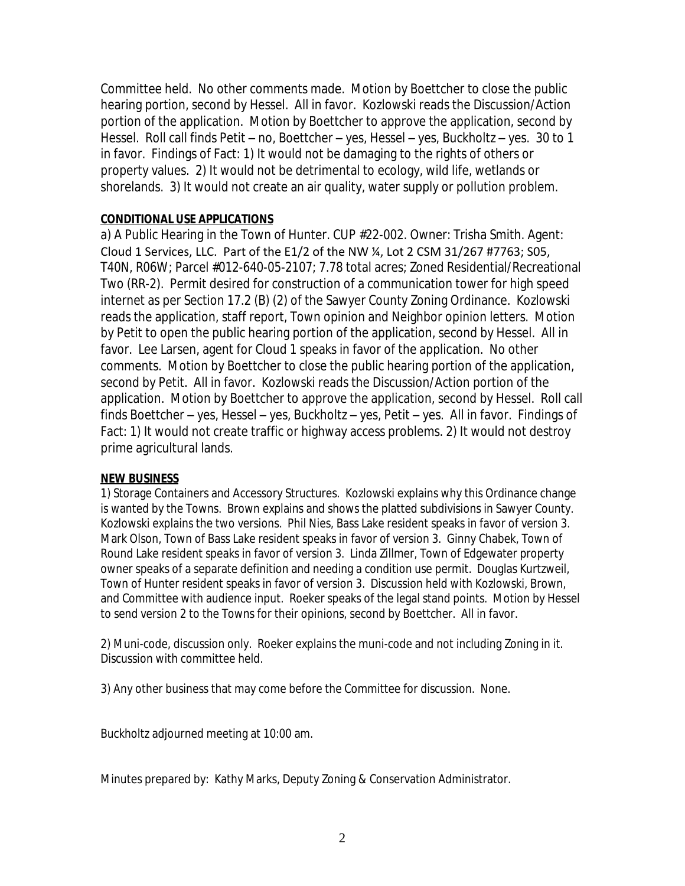Committee held. No other comments made. Motion by Boettcher to close the public hearing portion, second by Hessel. All in favor. Kozlowski reads the Discussion/Action portion of the application. Motion by Boettcher to approve the application, second by Hessel. Roll call finds Petit – no, Boettcher – yes, Hessel – yes, Buckholtz – yes. 30 to 1 in favor. Findings of Fact: 1) It would not be damaging to the rights of others or property values. 2) It would not be detrimental to ecology, wild life, wetlands or shorelands. 3) It would not create an air quality, water supply or pollution problem.

**CONDITIONAL USE APPLICATIONS**

a) A Public Hearing in the Town of Hunter. CUP #22-002. Owner: Trisha Smith. Agent: Cloud 1 Services, LLC. Part of the E1/2 of the NW ¼, Lot 2 CSM 31/267 #7763; S05, T40N, R06W; Parcel #012-640-05-2107; 7.78 total acres; Zoned Residential/Recreational Two (RR-2). Permit desired for construction of a communication tower for high speed internet as per Section 17.2 (B) (2) of the Sawyer County Zoning Ordinance. Kozlowski reads the application, staff report, Town opinion and Neighbor opinion letters. Motion by Petit to open the public hearing portion of the application, second by Hessel. All in favor. Lee Larsen, agent for Cloud 1 speaks in favor of the application. No other comments. Motion by Boettcher to close the public hearing portion of the application, second by Petit. All in favor. Kozlowski reads the Discussion/Action portion of the application. Motion by Boettcher to approve the application, second by Hessel. Roll call finds Boettcher – yes, Hessel – yes, Buckholtz – yes, Petit – yes. All in favor. Findings of Fact: 1) It would not create traffic or highway access problems. 2) It would not destroy prime agricultural lands.

**NEW BUSINESS**

1) Storage Containers and Accessory Structures. Kozlowski explains why this Ordinance change is wanted by the Towns. Brown explains and shows the platted subdivisions in Sawyer County. Kozlowski explains the two versions. Phil Nies, Bass Lake resident speaks in favor of version 3. Mark Olson, Town of Bass Lake resident speaks in favor of version 3. Ginny Chabek, Town of Round Lake resident speaks in favor of version 3. Linda Zillmer, Town of Edgewater property owner speaks of a separate definition and needing a condition use permit. Douglas Kurtzweil, Town of Hunter resident speaks in favor of version 3. Discussion held with Kozlowski, Brown, and Committee with audience input. Roeker speaks of the legal stand points. Motion by Hessel to send version 2 to the Towns for their opinions, second by Boettcher. All in favor.

2) Muni-code, discussion only. Roeker explains the muni-code and not including Zoning in it. Discussion with committee held.

3) Any other business that may come before the Committee for discussion. None.

Buckholtz adjourned meeting at 10:00 am.

Minutes prepared by: Kathy Marks, Deputy Zoning & Conservation Administrator.